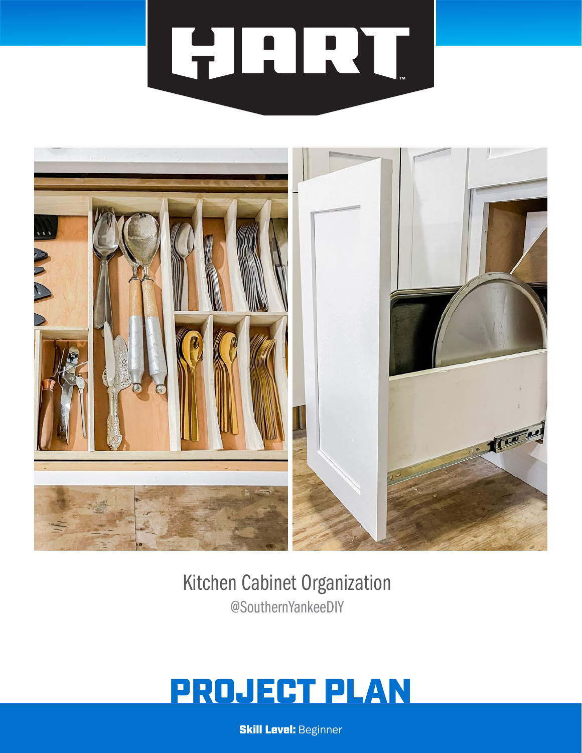# HART

Kitchen Cabinet Organization

@SouthernYankeeDIY

# PROJECT PLAN

**Skill Level:** Beginner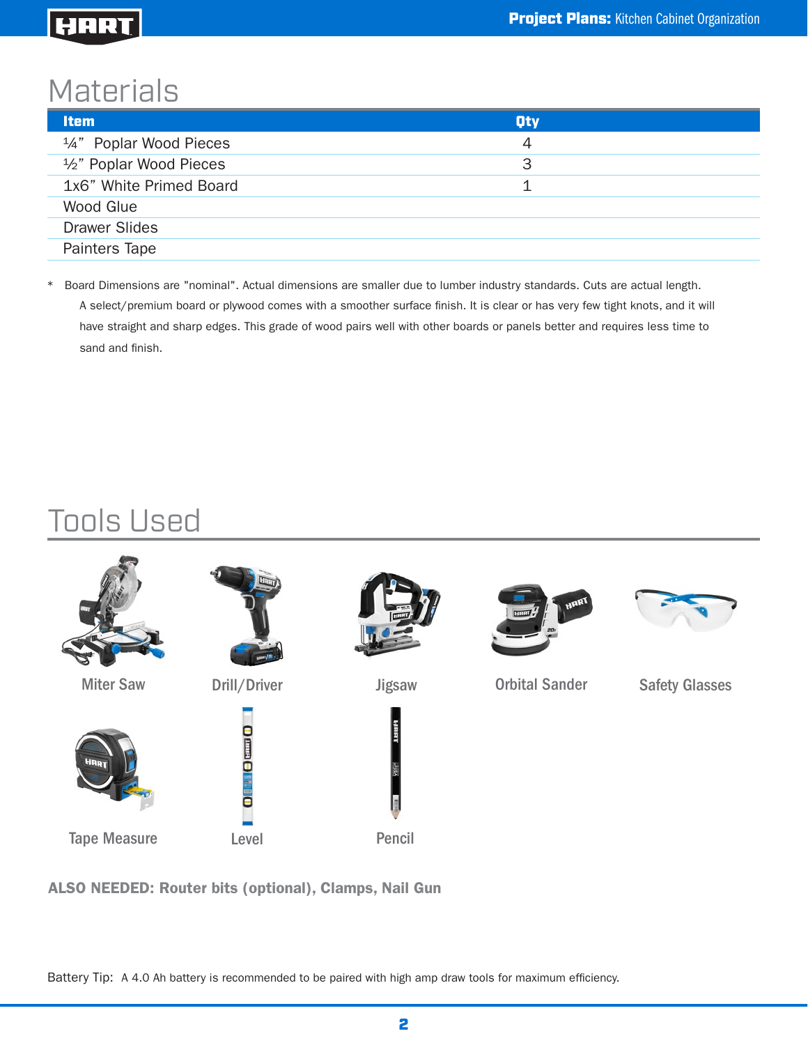## Materials

| Item | Qty |
| --- | --- |
| ¼” Poplar Wood Pieces | 4 |
| ½” Poplar Wood Pieces | 3 |
| 1x6” White Primed Board | 1 |
| Wood Glue | |
| Drawer Slides | |
| Painters Tape | |

* Board Dimensions are "nominal". Actual dimensions are smaller due to lumber industry standards. Cuts are actual length. A select/premium board or plywood comes with a smoother surface finish. It is clear or has very few tight knots, and it will have straight and sharp edges. This grade of wood pairs well with other boards or panels better and requires less time to sand and finish.

## Tools Used

Miter Saw

Drill/Driver

Jigsaw

Orbital Sander

Safety Glasses

Tape Measure

Level

Pencil

**ALSO NEEDED: Router bits (optional), Clamps, Nail Gun**

Battery Tip: A 4.0 Ah battery is recommended to be paired with high amp draw tools for maximum efficiency.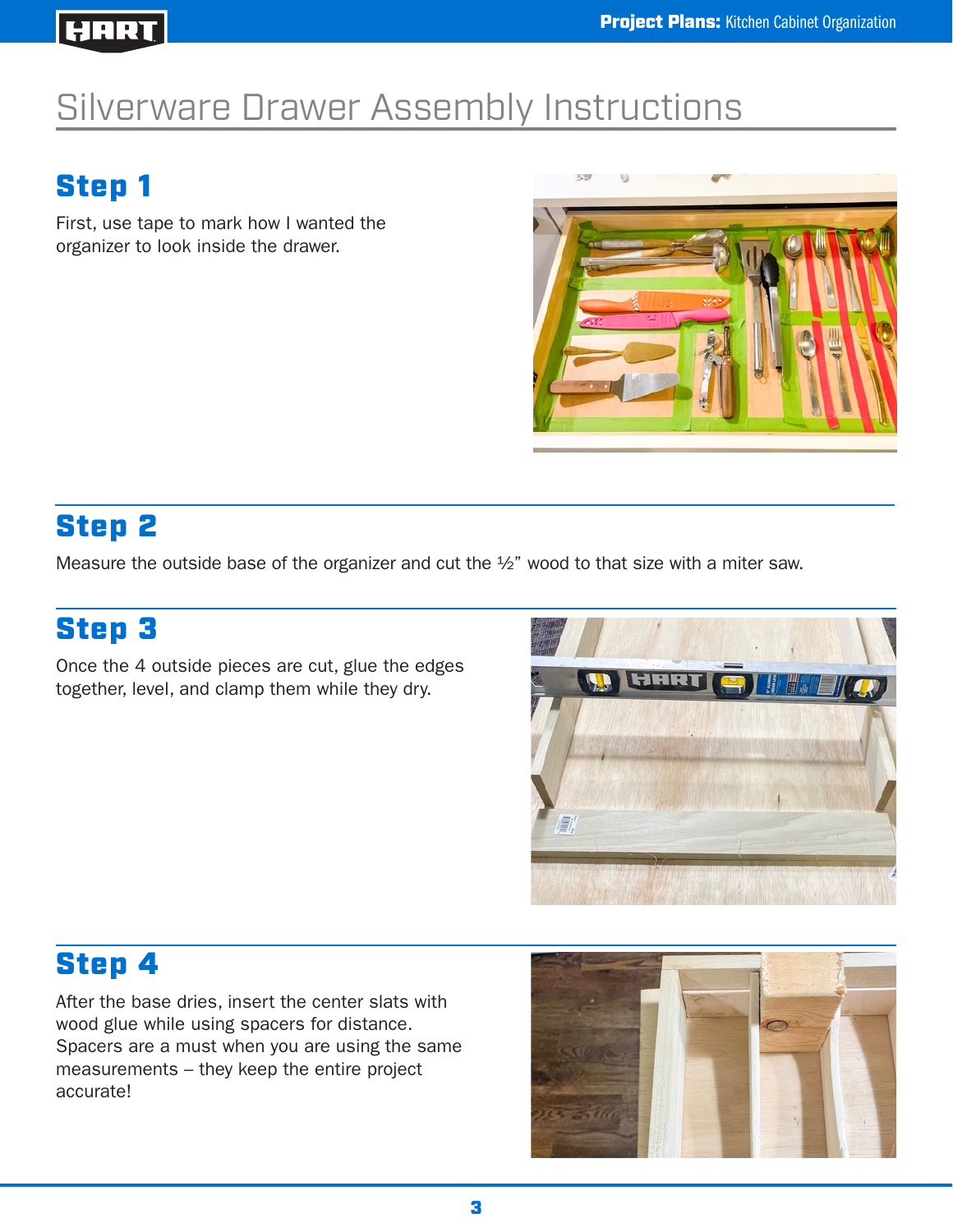# Silverware Drawer Assembly Instructions

## Step 1

First, use tape to mark how I wanted the organizer to look inside the drawer.

## Step 2

Measure the outside base of the organizer and cut the ½" wood to that size with a miter saw.

## Step 3

Once the 4 outside pieces are cut, glue the edges together, level, and clamp them while they dry.

## Step 4

After the base dries, insert the center slats with wood glue while using spacers for distance. Spacers are a must when you are using the same measurements – they keep the entire project accurate!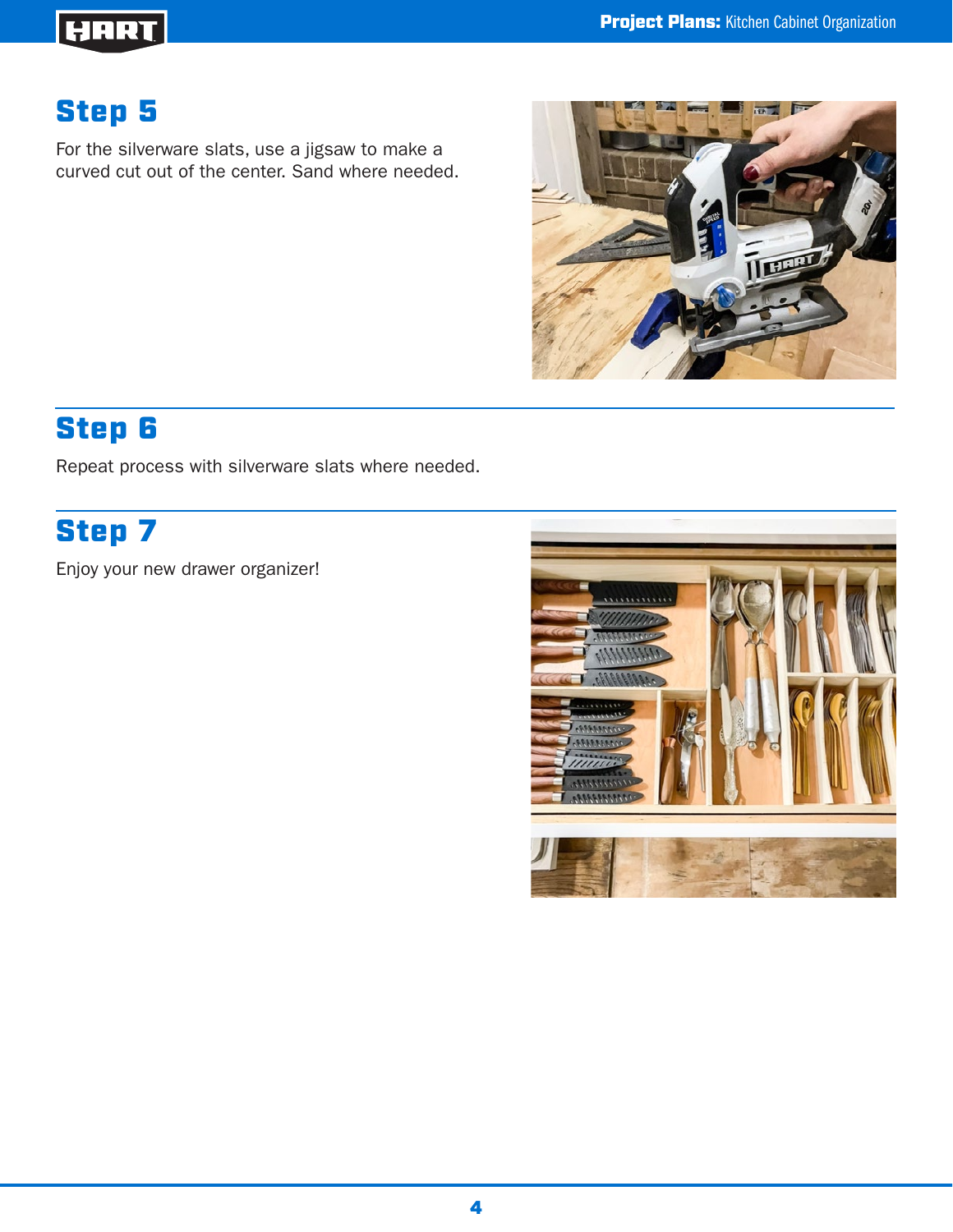## Step 5

For the silverware slats, use a jigsaw to make a curved cut out of the center. Sand where needed.

## Step 6

Repeat process with silverware slats where needed.

## Step 7

Enjoy your new drawer organizer!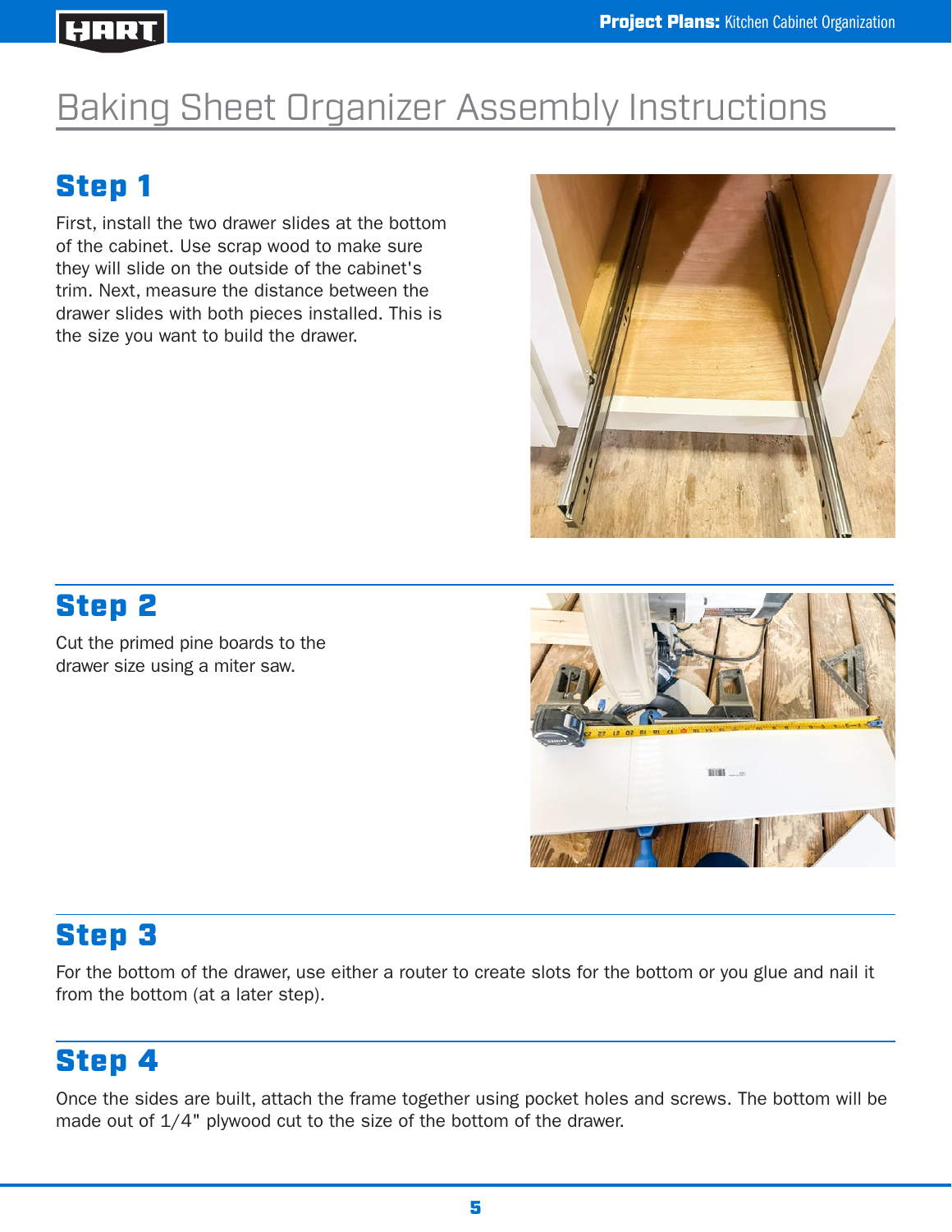# Baking Sheet Organizer Assembly Instructions

## Step 1

First, install the two drawer slides at the bottom of the cabinet. Use scrap wood to make sure they will slide on the outside of the cabinet's trim. Next, measure the distance between the drawer slides with both pieces installed. This is the size you want to build the drawer.

## Step 2

Cut the primed pine boards to the drawer size using a miter saw.

## Step 3

For the bottom of the drawer, use either a router to create slots for the bottom or you glue and nail it from the bottom (at a later step).

## Step 4

Once the sides are built, attach the frame together using pocket holes and screws. The bottom will be made out of 1/4" plywood cut to the size of the bottom of the drawer.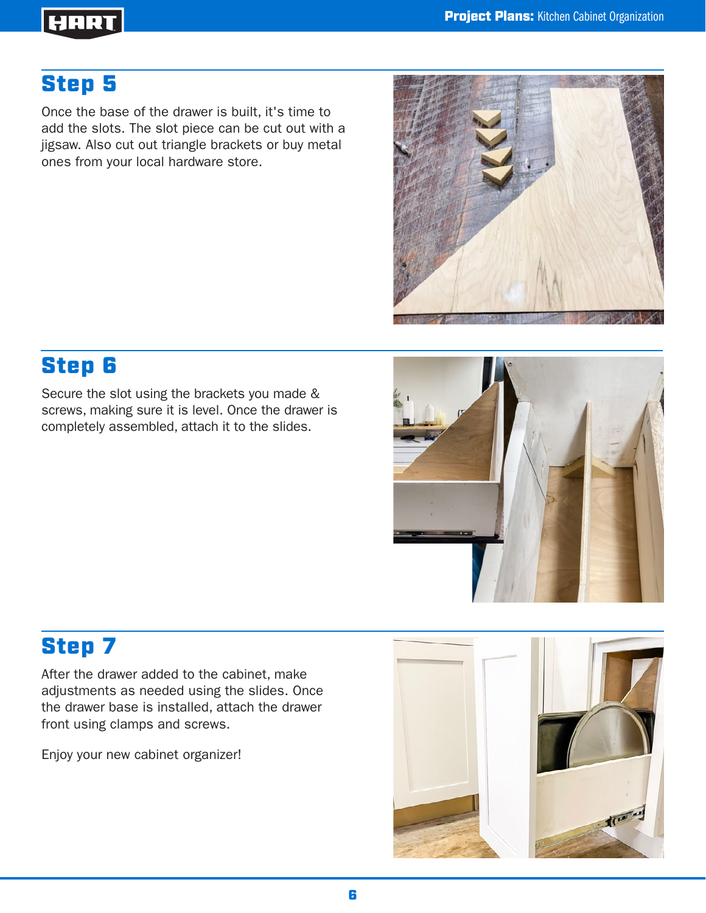## Step 5

Once the base of the drawer is built, it's time to add the slots. The slot piece can be cut out with a jigsaw. Also cut out triangle brackets or buy metal ones from your local hardware store.

## Step 6

Secure the slot using the brackets you made & screws, making sure it is level. Once the drawer is completely assembled, attach it to the slides.

## Step 7

After the drawer added to the cabinet, make adjustments as needed using the slides. Once the drawer base is installed, attach the drawer front using clamps and screws.

Enjoy your new cabinet organizer!